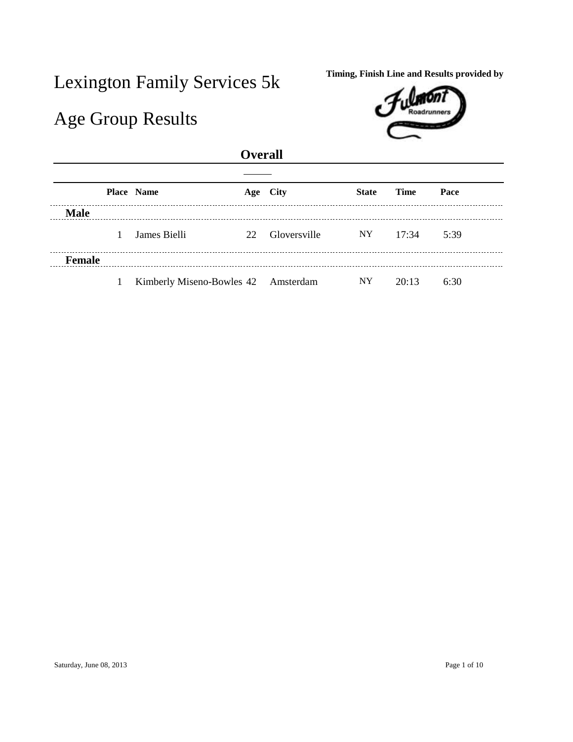# Lexington Family Services 5k

## Age Group Results

Timing, Finish Line and Results provided by

### Overall

| | Place | Name | Age | City | State | Time | Pace |
|---|---|---|---|---|---|---|---|
| **Male** | | | | | | | |
| | 1 | James Bielli | 22 | Gloversville | NY | 17:34 | 5:39 |
| **Female** | | | | | | | |
| | 1 | Kimberly Miseno-Bowles | 42 | Amsterdam | NY | 20:13 | 6:30 |

Saturday, June 08, 2013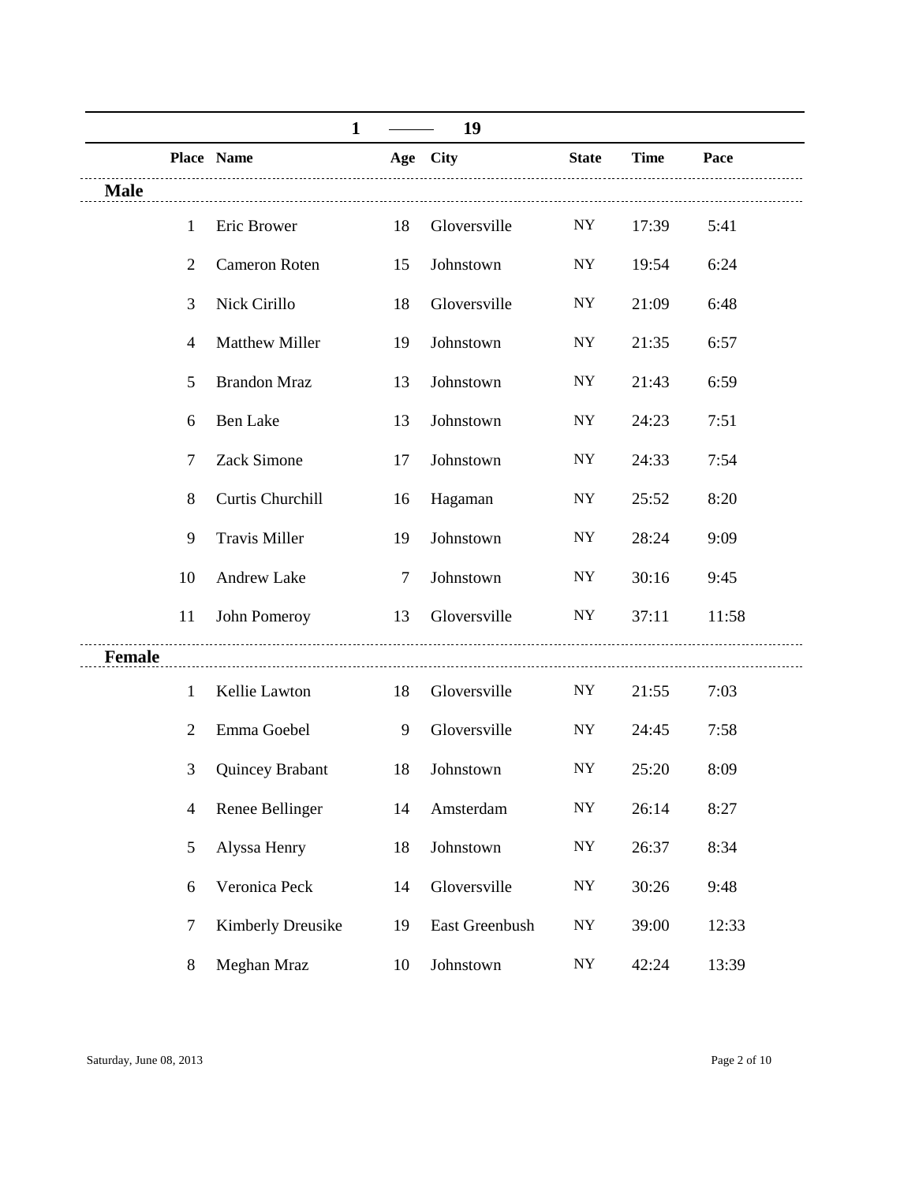## 1 —— 19

| Place | Name | Age | City | State | Time | Pace |
|---|---|---|---|---|---|---|
| **Male** | | | | | | |
| 1 | Eric Brower | 18 | Gloversville | NY | 17:39 | 5:41 |
| 2 | Cameron Roten | 15 | Johnstown | NY | 19:54 | 6:24 |
| 3 | Nick Cirillo | 18 | Gloversville | NY | 21:09 | 6:48 |
| 4 | Matthew Miller | 19 | Johnstown | NY | 21:35 | 6:57 |
| 5 | Brandon Mraz | 13 | Johnstown | NY | 21:43 | 6:59 |
| 6 | Ben Lake | 13 | Johnstown | NY | 24:23 | 7:51 |
| 7 | Zack Simone | 17 | Johnstown | NY | 24:33 | 7:54 |
| 8 | Curtis Churchill | 16 | Hagaman | NY | 25:52 | 8:20 |
| 9 | Travis Miller | 19 | Johnstown | NY | 28:24 | 9:09 |
| 10 | Andrew Lake | 7 | Johnstown | NY | 30:16 | 9:45 |
| 11 | John Pomeroy | 13 | Gloversville | NY | 37:11 | 11:58 |
| **Female** | | | | | | |
| 1 | Kellie Lawton | 18 | Gloversville | NY | 21:55 | 7:03 |
| 2 | Emma Goebel | 9 | Gloversville | NY | 24:45 | 7:58 |
| 3 | Quincey Brabant | 18 | Johnstown | NY | 25:20 | 8:09 |
| 4 | Renee Bellinger | 14 | Amsterdam | NY | 26:14 | 8:27 |
| 5 | Alyssa Henry | 18 | Johnstown | NY | 26:37 | 8:34 |
| 6 | Veronica Peck | 14 | Gloversville | NY | 30:26 | 9:48 |
| 7 | Kimberly Dreusike | 19 | East Greenbush | NY | 39:00 | 12:33 |
| 8 | Meghan Mraz | 10 | Johnstown | NY | 42:24 | 13:39 |

Saturday, June 08, 2013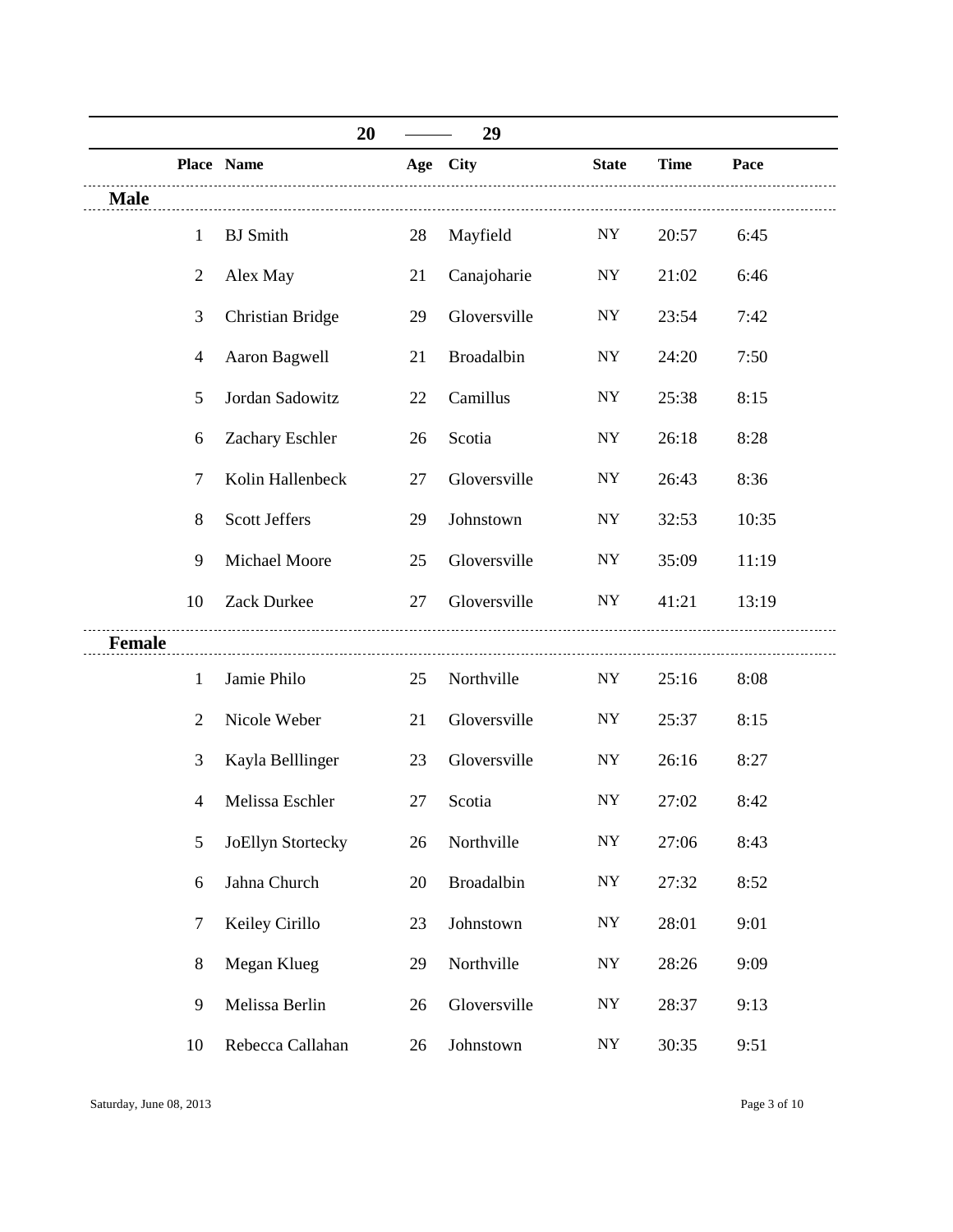## 20 — 29

| | Place | Name | Age | City | State | Time | Pace |
|---|---|---|---|---|---|---|---|
| **Male** | | | | | | | |
| | 1 | BJ Smith | 28 | Mayfield | NY | 20:57 | 6:45 |
| | 2 | Alex May | 21 | Canajoharie | NY | 21:02 | 6:46 |
| | 3 | Christian Bridge | 29 | Gloversville | NY | 23:54 | 7:42 |
| | 4 | Aaron Bagwell | 21 | Broadalbin | NY | 24:20 | 7:50 |
| | 5 | Jordan Sadowitz | 22 | Camillus | NY | 25:38 | 8:15 |
| | 6 | Zachary Eschler | 26 | Scotia | NY | 26:18 | 8:28 |
| | 7 | Kolin Hallenbeck | 27 | Gloversville | NY | 26:43 | 8:36 |
| | 8 | Scott Jeffers | 29 | Johnstown | NY | 32:53 | 10:35 |
| | 9 | Michael Moore | 25 | Gloversville | NY | 35:09 | 11:19 |
| | 10 | Zack Durkee | 27 | Gloversville | NY | 41:21 | 13:19 |
| **Female** | | | | | | | |
| | 1 | Jamie Philo | 25 | Northville | NY | 25:16 | 8:08 |
| | 2 | Nicole Weber | 21 | Gloversville | NY | 25:37 | 8:15 |
| | 3 | Kayla Belllinger | 23 | Gloversville | NY | 26:16 | 8:27 |
| | 4 | Melissa Eschler | 27 | Scotia | NY | 27:02 | 8:42 |
| | 5 | JoEllyn Stortecky | 26 | Northville | NY | 27:06 | 8:43 |
| | 6 | Jahna Church | 20 | Broadalbin | NY | 27:32 | 8:52 |
| | 7 | Keiley Cirillo | 23 | Johnstown | NY | 28:01 | 9:01 |
| | 8 | Megan Klueg | 29 | Northville | NY | 28:26 | 9:09 |
| | 9 | Melissa Berlin | 26 | Gloversville | NY | 28:37 | 9:13 |
| | 10 | Rebecca Callahan | 26 | Johnstown | NY | 30:35 | 9:51 |

Saturday, June 08, 2013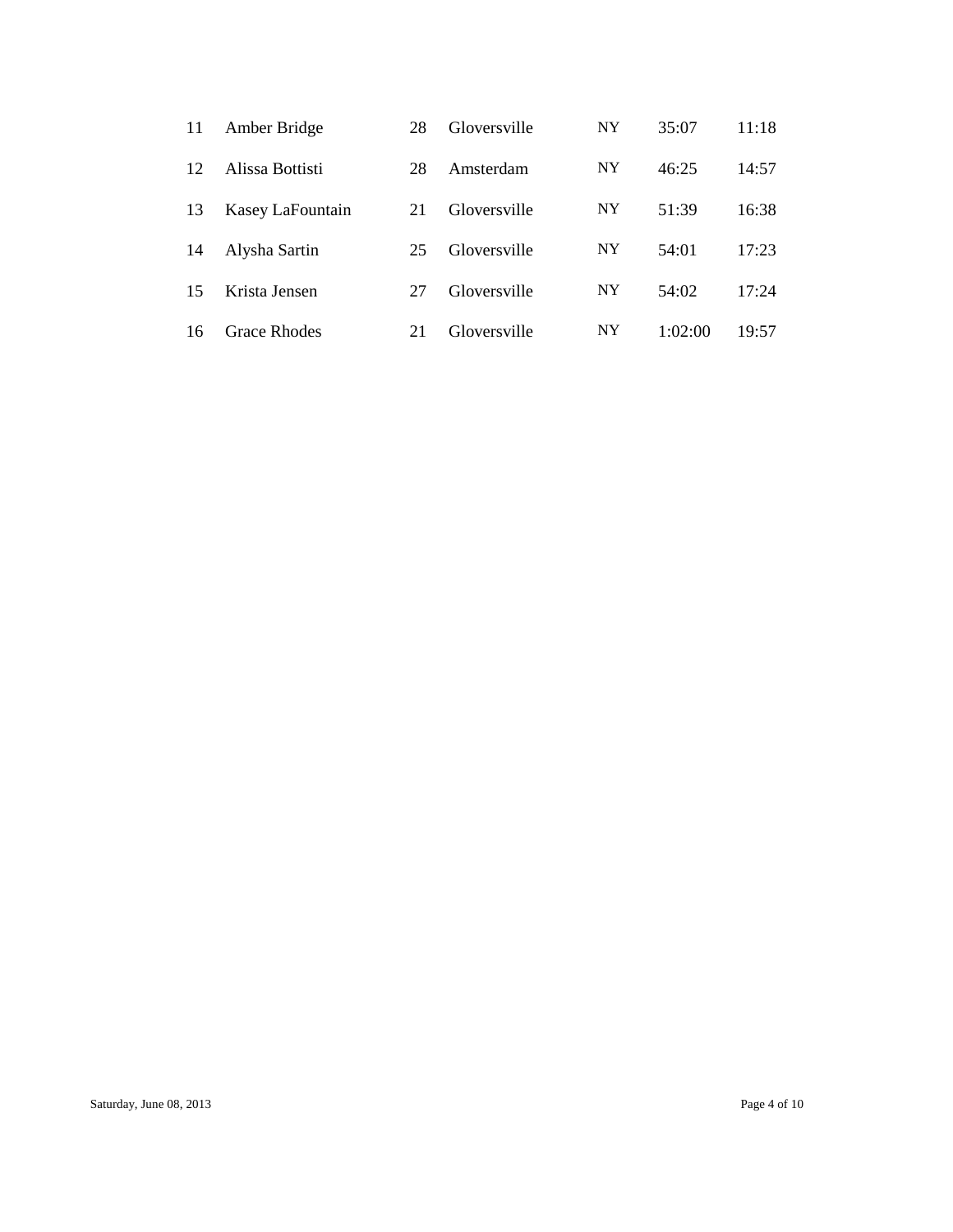| | | | | | | |
|---|---|---|---|---|---|---|
| 11 | Amber Bridge | 28 | Gloversville | NY | 35:07 | 11:18 |
| 12 | Alissa Bottisti | 28 | Amsterdam | NY | 46:25 | 14:57 |
| 13 | Kasey LaFountain | 21 | Gloversville | NY | 51:39 | 16:38 |
| 14 | Alysha Sartin | 25 | Gloversville | NY | 54:01 | 17:23 |
| 15 | Krista Jensen | 27 | Gloversville | NY | 54:02 | 17:24 |
| 16 | Grace Rhodes | 21 | Gloversville | NY | 1:02:00 | 19:57 |

Saturday, June 08, 2013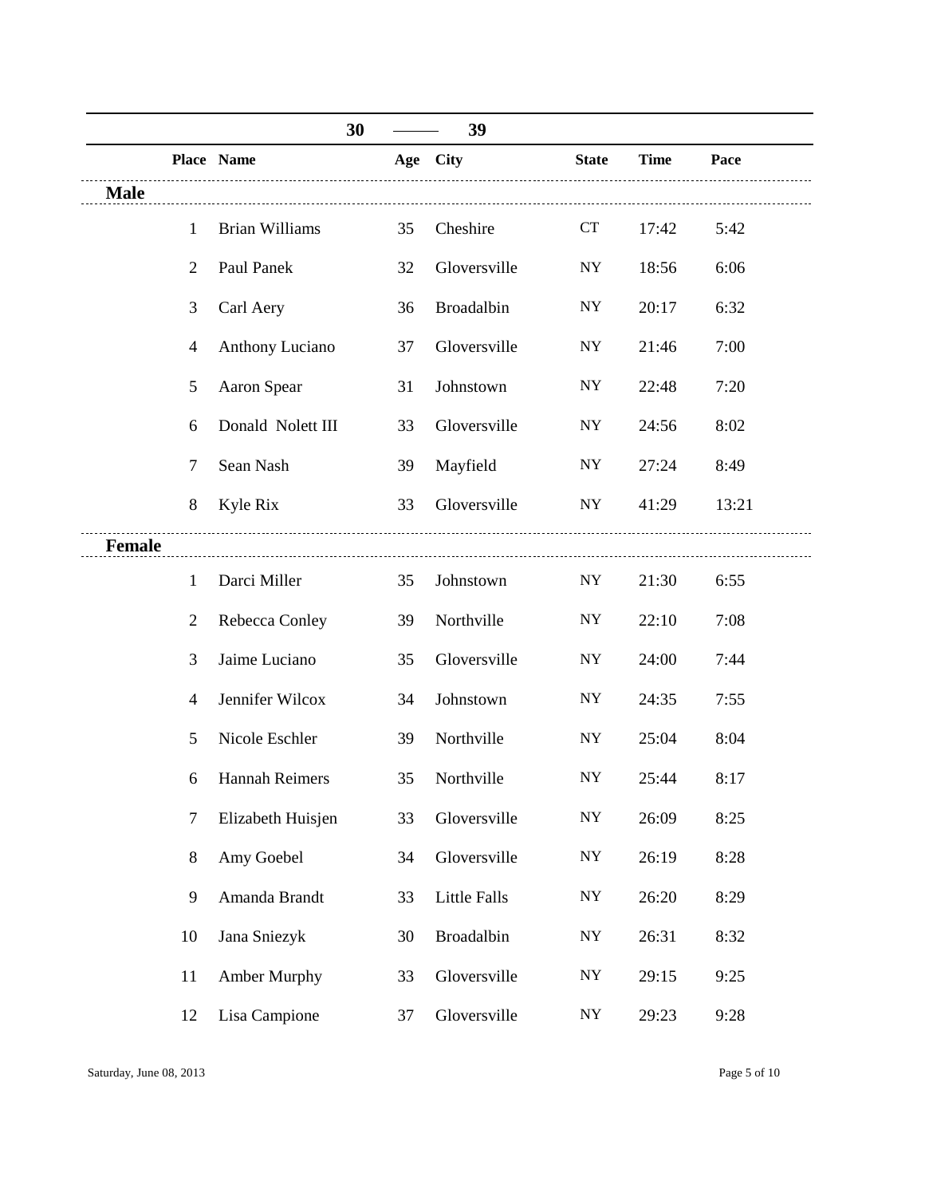## 30 — 39

| Place | Name | Age | City | State | Time | Pace |
|---|---|---|---|---|---|---|
| **Male** | | | | | | |
| 1 | Brian Williams | 35 | Cheshire | CT | 17:42 | 5:42 |
| 2 | Paul Panek | 32 | Gloversville | NY | 18:56 | 6:06 |
| 3 | Carl Aery | 36 | Broadalbin | NY | 20:17 | 6:32 |
| 4 | Anthony Luciano | 37 | Gloversville | NY | 21:46 | 7:00 |
| 5 | Aaron Spear | 31 | Johnstown | NY | 22:48 | 7:20 |
| 6 | Donald Nolett III | 33 | Gloversville | NY | 24:56 | 8:02 |
| 7 | Sean Nash | 39 | Mayfield | NY | 27:24 | 8:49 |
| 8 | Kyle Rix | 33 | Gloversville | NY | 41:29 | 13:21 |
| **Female** | | | | | | |
| 1 | Darci Miller | 35 | Johnstown | NY | 21:30 | 6:55 |
| 2 | Rebecca Conley | 39 | Northville | NY | 22:10 | 7:08 |
| 3 | Jaime Luciano | 35 | Gloversville | NY | 24:00 | 7:44 |
| 4 | Jennifer Wilcox | 34 | Johnstown | NY | 24:35 | 7:55 |
| 5 | Nicole Eschler | 39 | Northville | NY | 25:04 | 8:04 |
| 6 | Hannah Reimers | 35 | Northville | NY | 25:44 | 8:17 |
| 7 | Elizabeth Huisjen | 33 | Gloversville | NY | 26:09 | 8:25 |
| 8 | Amy Goebel | 34 | Gloversville | NY | 26:19 | 8:28 |
| 9 | Amanda Brandt | 33 | Little Falls | NY | 26:20 | 8:29 |
| 10 | Jana Sniezyk | 30 | Broadalbin | NY | 26:31 | 8:32 |
| 11 | Amber Murphy | 33 | Gloversville | NY | 29:15 | 9:25 |
| 12 | Lisa Campione | 37 | Gloversville | NY | 29:23 | 9:28 |

Saturday, June 08, 2013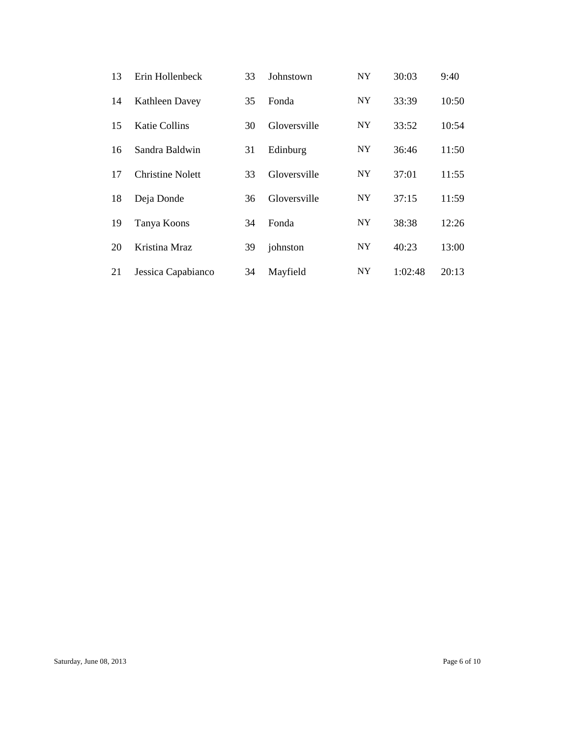| | | | | | | |
|---|---|---|---|---|---|---|
| 13 | Erin Hollenbeck | 33 | Johnstown | NY | 30:03 | 9:40 |
| 14 | Kathleen Davey | 35 | Fonda | NY | 33:39 | 10:50 |
| 15 | Katie Collins | 30 | Gloversville | NY | 33:52 | 10:54 |
| 16 | Sandra Baldwin | 31 | Edinburg | NY | 36:46 | 11:50 |
| 17 | Christine Nolett | 33 | Gloversville | NY | 37:01 | 11:55 |
| 18 | Deja Donde | 36 | Gloversville | NY | 37:15 | 11:59 |
| 19 | Tanya Koons | 34 | Fonda | NY | 38:38 | 12:26 |
| 20 | Kristina Mraz | 39 | johnston | NY | 40:23 | 13:00 |
| 21 | Jessica Capabianco | 34 | Mayfield | NY | 1:02:48 | 20:13 |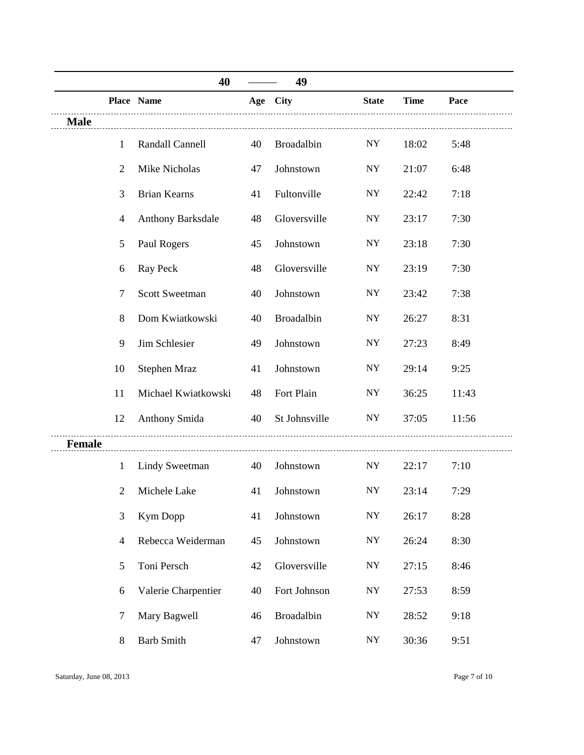## 40 — 49

| | Place | Name | Age | City | State | Time | Pace |
|---|---|---|---|---|---|---|---|
| **Male** | | | | | | | |
| | 1 | Randall Cannell | 40 | Broadalbin | NY | 18:02 | 5:48 |
| | 2 | Mike Nicholas | 47 | Johnstown | NY | 21:07 | 6:48 |
| | 3 | Brian Kearns | 41 | Fultonville | NY | 22:42 | 7:18 |
| | 4 | Anthony Barksdale | 48 | Gloversville | NY | 23:17 | 7:30 |
| | 5 | Paul Rogers | 45 | Johnstown | NY | 23:18 | 7:30 |
| | 6 | Ray Peck | 48 | Gloversville | NY | 23:19 | 7:30 |
| | 7 | Scott Sweetman | 40 | Johnstown | NY | 23:42 | 7:38 |
| | 8 | Dom Kwiatkowski | 40 | Broadalbin | NY | 26:27 | 8:31 |
| | 9 | Jim Schlesier | 49 | Johnstown | NY | 27:23 | 8:49 |
| | 10 | Stephen Mraz | 41 | Johnstown | NY | 29:14 | 9:25 |
| | 11 | Michael Kwiatkowski | 48 | Fort Plain | NY | 36:25 | 11:43 |
| | 12 | Anthony Smida | 40 | St Johnsville | NY | 37:05 | 11:56 |
| **Female** | | | | | | | |
| | 1 | Lindy Sweetman | 40 | Johnstown | NY | 22:17 | 7:10 |
| | 2 | Michele Lake | 41 | Johnstown | NY | 23:14 | 7:29 |
| | 3 | Kym Dopp | 41 | Johnstown | NY | 26:17 | 8:28 |
| | 4 | Rebecca Weiderman | 45 | Johnstown | NY | 26:24 | 8:30 |
| | 5 | Toni Persch | 42 | Gloversville | NY | 27:15 | 8:46 |
| | 6 | Valerie Charpentier | 40 | Fort Johnson | NY | 27:53 | 8:59 |
| | 7 | Mary Bagwell | 46 | Broadalbin | NY | 28:52 | 9:18 |
| | 8 | Barb Smith | 47 | Johnstown | NY | 30:36 | 9:51 |

Saturday, June 08, 2013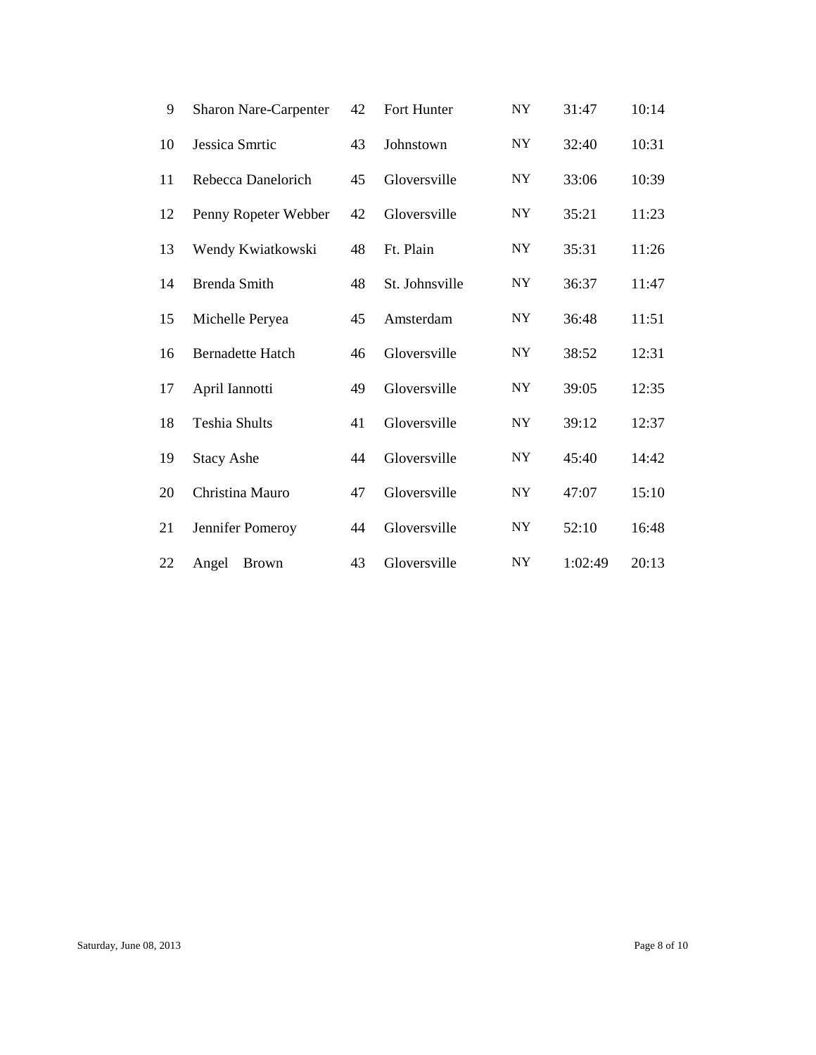| | | | | | | |
|---|---|---|---|---|---|---|
| 9 | Sharon Nare-Carpenter | 42 | Fort Hunter | NY | 31:47 | 10:14 |
| 10 | Jessica Smrtic | 43 | Johnstown | NY | 32:40 | 10:31 |
| 11 | Rebecca Danelorich | 45 | Gloversville | NY | 33:06 | 10:39 |
| 12 | Penny Ropeter Webber | 42 | Gloversville | NY | 35:21 | 11:23 |
| 13 | Wendy Kwiatkowski | 48 | Ft. Plain | NY | 35:31 | 11:26 |
| 14 | Brenda Smith | 48 | St. Johnsville | NY | 36:37 | 11:47 |
| 15 | Michelle Peryea | 45 | Amsterdam | NY | 36:48 | 11:51 |
| 16 | Bernadette Hatch | 46 | Gloversville | NY | 38:52 | 12:31 |
| 17 | April Iannotti | 49 | Gloversville | NY | 39:05 | 12:35 |
| 18 | Teshia Shults | 41 | Gloversville | NY | 39:12 | 12:37 |
| 19 | Stacy Ashe | 44 | Gloversville | NY | 45:40 | 14:42 |
| 20 | Christina Mauro | 47 | Gloversville | NY | 47:07 | 15:10 |
| 21 | Jennifer Pomeroy | 44 | Gloversville | NY | 52:10 | 16:48 |
| 22 | Angel Brown | 43 | Gloversville | NY | 1:02:49 | 20:13 |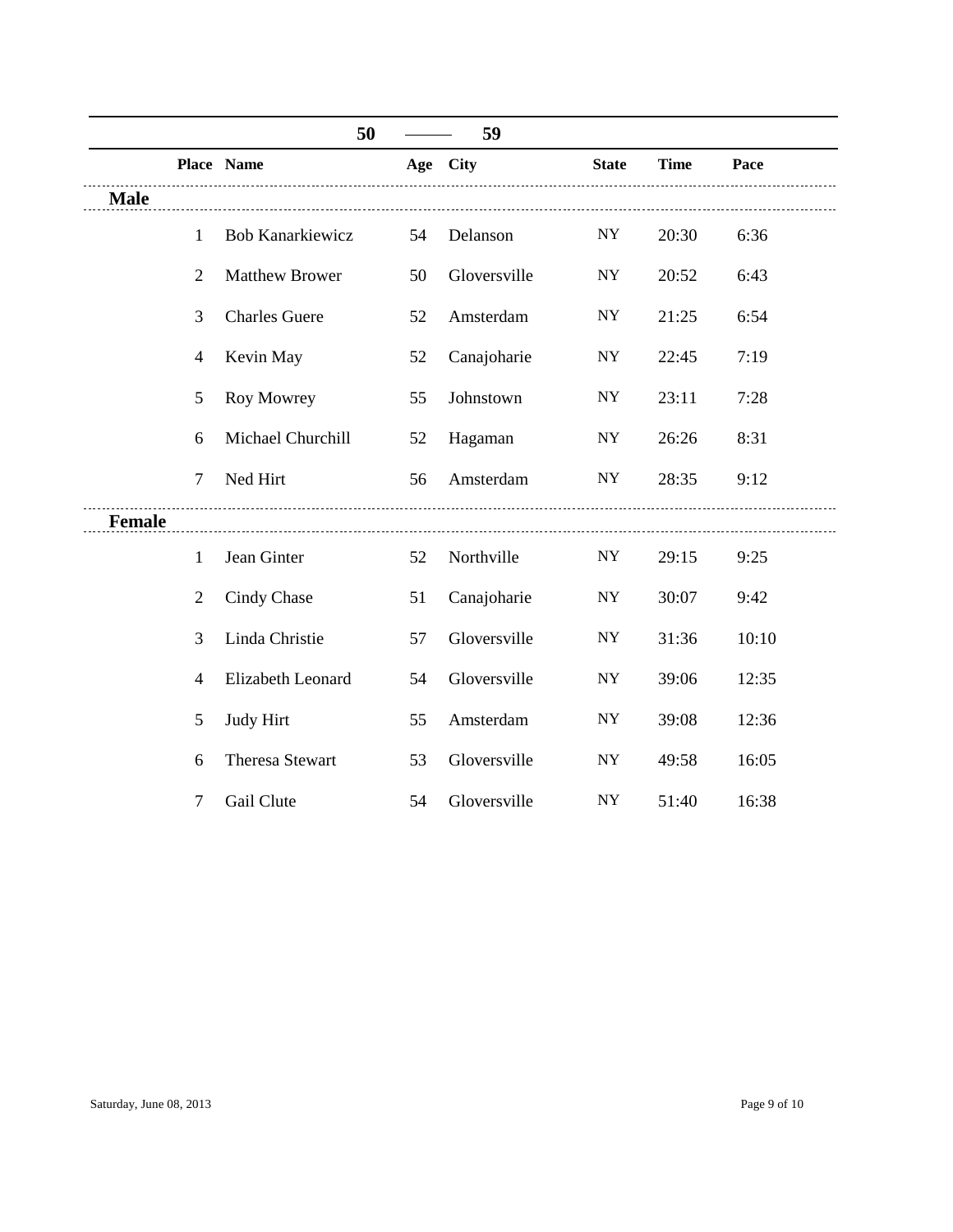## 50 — 59

| Place | Name | Age | City | State | Time | Pace |
|---|---|---|---|---|---|---|
| **Male** | | | | | | |
| 1 | Bob Kanarkiewicz | 54 | Delanson | NY | 20:30 | 6:36 |
| 2 | Matthew Brower | 50 | Gloversville | NY | 20:52 | 6:43 |
| 3 | Charles Guere | 52 | Amsterdam | NY | 21:25 | 6:54 |
| 4 | Kevin May | 52 | Canajoharie | NY | 22:45 | 7:19 |
| 5 | Roy Mowrey | 55 | Johnstown | NY | 23:11 | 7:28 |
| 6 | Michael Churchill | 52 | Hagaman | NY | 26:26 | 8:31 |
| 7 | Ned Hirt | 56 | Amsterdam | NY | 28:35 | 9:12 |
| **Female** | | | | | | |
| 1 | Jean Ginter | 52 | Northville | NY | 29:15 | 9:25 |
| 2 | Cindy Chase | 51 | Canajoharie | NY | 30:07 | 9:42 |
| 3 | Linda Christie | 57 | Gloversville | NY | 31:36 | 10:10 |
| 4 | Elizabeth Leonard | 54 | Gloversville | NY | 39:06 | 12:35 |
| 5 | Judy Hirt | 55 | Amsterdam | NY | 39:08 | 12:36 |
| 6 | Theresa Stewart | 53 | Gloversville | NY | 49:58 | 16:05 |
| 7 | Gail Clute | 54 | Gloversville | NY | 51:40 | 16:38 |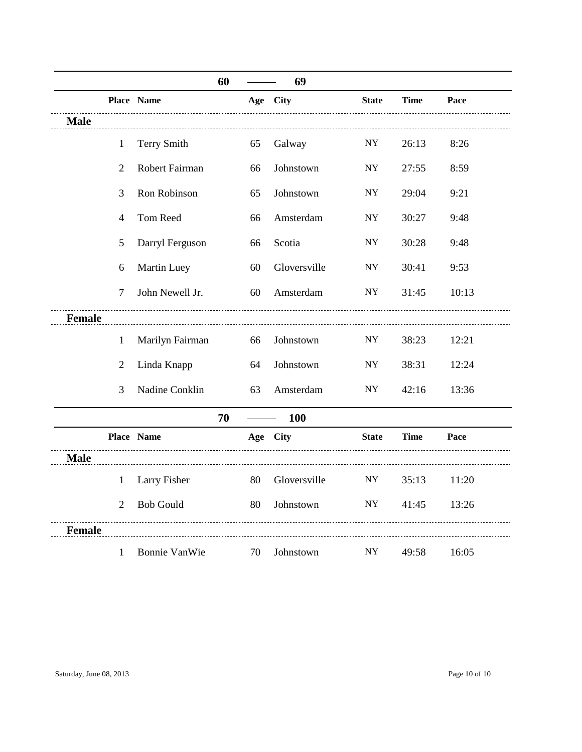## 60 — 69

| Place | Name | Age | City | State | Time | Pace |
|---|---|---|---|---|---|---|
| **Male** | | | | | | |
| 1 | Terry Smith | 65 | Galway | NY | 26:13 | 8:26 |
| 2 | Robert Fairman | 66 | Johnstown | NY | 27:55 | 8:59 |
| 3 | Ron Robinson | 65 | Johnstown | NY | 29:04 | 9:21 |
| 4 | Tom Reed | 66 | Amsterdam | NY | 30:27 | 9:48 |
| 5 | Darryl Ferguson | 66 | Scotia | NY | 30:28 | 9:48 |
| 6 | Martin Luey | 60 | Gloversville | NY | 30:41 | 9:53 |
| 7 | John Newell Jr. | 60 | Amsterdam | NY | 31:45 | 10:13 |
| **Female** | | | | | | |
| 1 | Marilyn Fairman | 66 | Johnstown | NY | 38:23 | 12:21 |
| 2 | Linda Knapp | 64 | Johnstown | NY | 38:31 | 12:24 |
| 3 | Nadine Conklin | 63 | Amsterdam | NY | 42:16 | 13:36 |

## 70 — 100

| Place | Name | Age | City | State | Time | Pace |
|---|---|---|---|---|---|---|
| **Male** | | | | | | |
| 1 | Larry Fisher | 80 | Gloversville | NY | 35:13 | 11:20 |
| 2 | Bob Gould | 80 | Johnstown | NY | 41:45 | 13:26 |
| **Female** | | | | | | |
| 1 | Bonnie VanWie | 70 | Johnstown | NY | 49:58 | 16:05 |

Saturday, June 08, 2013